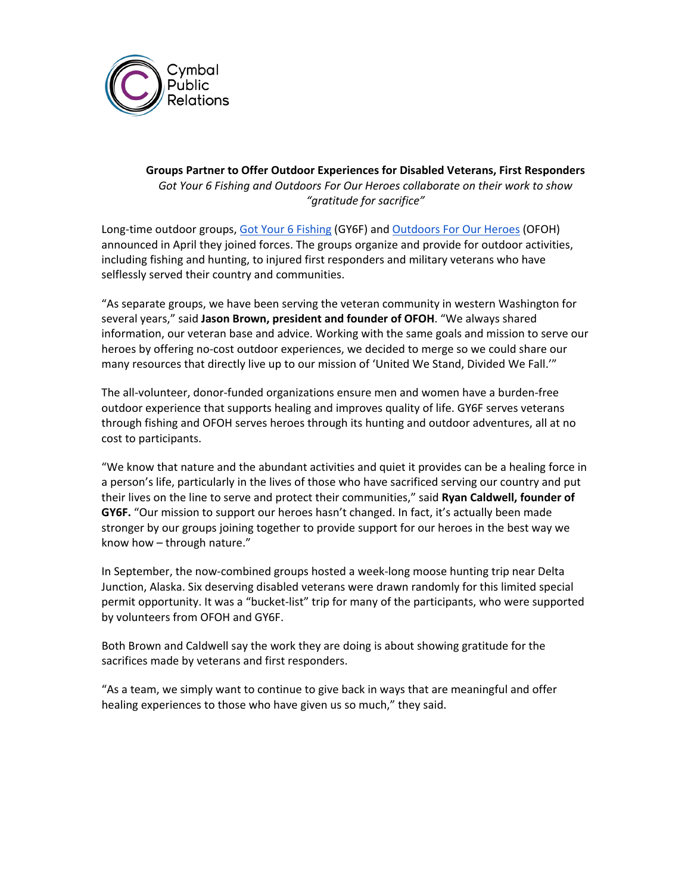Cymbal Public Relations

**Groups Partner to Offer Outdoor Experiences for Disabled Veterans, First Responders**

*Got Your 6 Fishing and Outdoors For Our Heroes collaborate on their work to show "gratitude for sacrifice"*

Long-time outdoor groups, Got Your 6 Fishing (GY6F) and Outdoors For Our Heroes (OFOH) announced in April they joined forces. The groups organize and provide for outdoor activities, including fishing and hunting, to injured first responders and military veterans who have selflessly served their country and communities.

"As separate groups, we have been serving the veteran community in western Washington for several years," said **Jason Brown, president and founder of OFOH**. "We always shared information, our veteran base and advice. Working with the same goals and mission to serve our heroes by offering no-cost outdoor experiences, we decided to merge so we could share our many resources that directly live up to our mission of 'United We Stand, Divided We Fall.'"

The all-volunteer, donor-funded organizations ensure men and women have a burden-free outdoor experience that supports healing and improves quality of life. GY6F serves veterans through fishing and OFOH serves heroes through its hunting and outdoor adventures, all at no cost to participants.

"We know that nature and the abundant activities and quiet it provides can be a healing force in a person's life, particularly in the lives of those who have sacrificed serving our country and put their lives on the line to serve and protect their communities," said **Ryan Caldwell, founder of GY6F.** "Our mission to support our heroes hasn't changed. In fact, it's actually been made stronger by our groups joining together to provide support for our heroes in the best way we know how – through nature."

In September, the now-combined groups hosted a week-long moose hunting trip near Delta Junction, Alaska. Six deserving disabled veterans were drawn randomly for this limited special permit opportunity. It was a "bucket-list" trip for many of the participants, who were supported by volunteers from OFOH and GY6F.

Both Brown and Caldwell say the work they are doing is about showing gratitude for the sacrifices made by veterans and first responders.

"As a team, we simply want to continue to give back in ways that are meaningful and offer healing experiences to those who have given us so much," they said.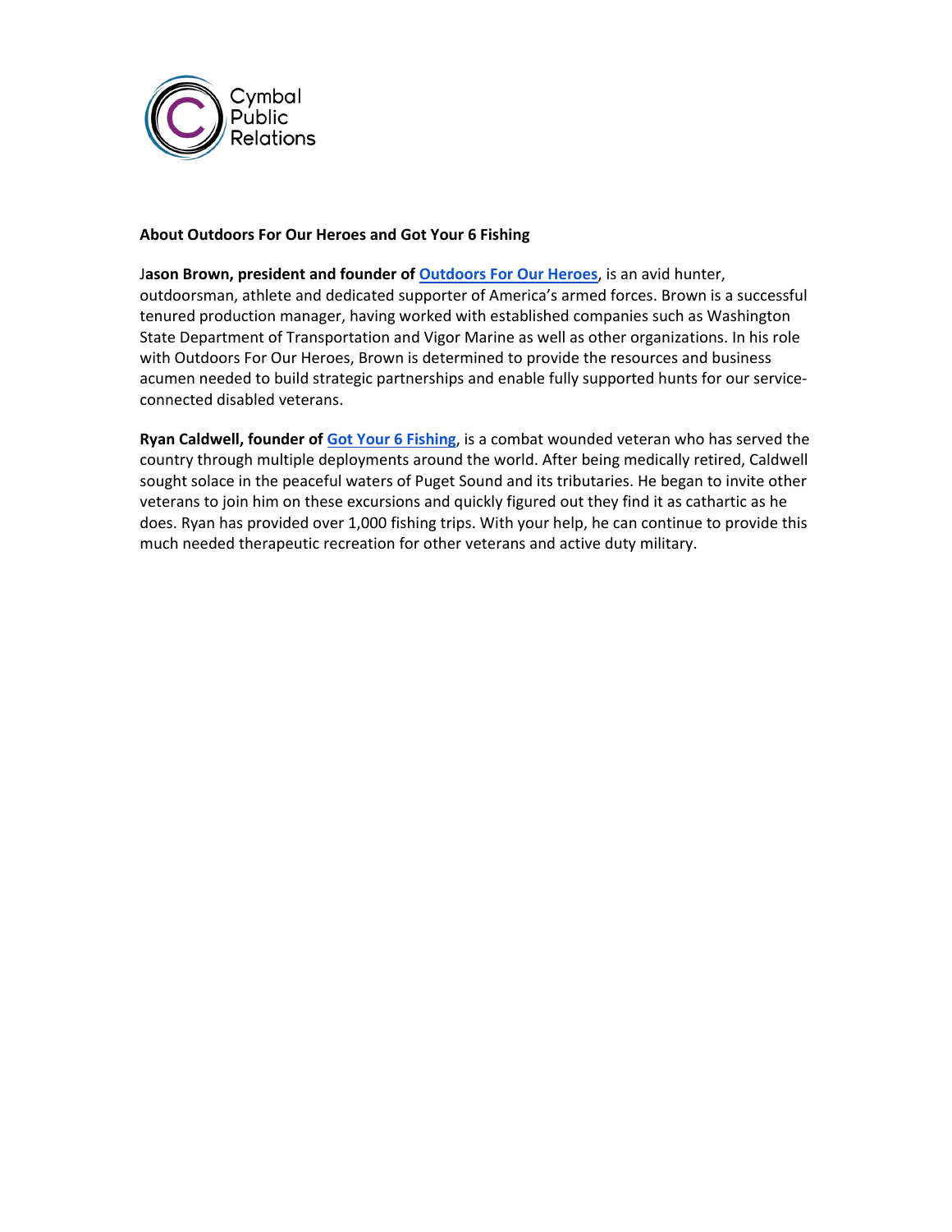Cymbal Public Relations

**About Outdoors For Our Heroes and Got Your 6 Fishing**

**Jason Brown, president and founder of Outdoors For Our Heroes**, is an avid hunter, outdoorsman, athlete and dedicated supporter of America's armed forces. Brown is a successful tenured production manager, having worked with established companies such as Washington State Department of Transportation and Vigor Marine as well as other organizations. In his role with Outdoors For Our Heroes, Brown is determined to provide the resources and business acumen needed to build strategic partnerships and enable fully supported hunts for our service-connected disabled veterans.

**Ryan Caldwell, founder of Got Your 6 Fishing**, is a combat wounded veteran who has served the country through multiple deployments around the world. After being medically retired, Caldwell sought solace in the peaceful waters of Puget Sound and its tributaries. He began to invite other veterans to join him on these excursions and quickly figured out they find it as cathartic as he does. Ryan has provided over 1,000 fishing trips. With your help, he can continue to provide this much needed therapeutic recreation for other veterans and active duty military.